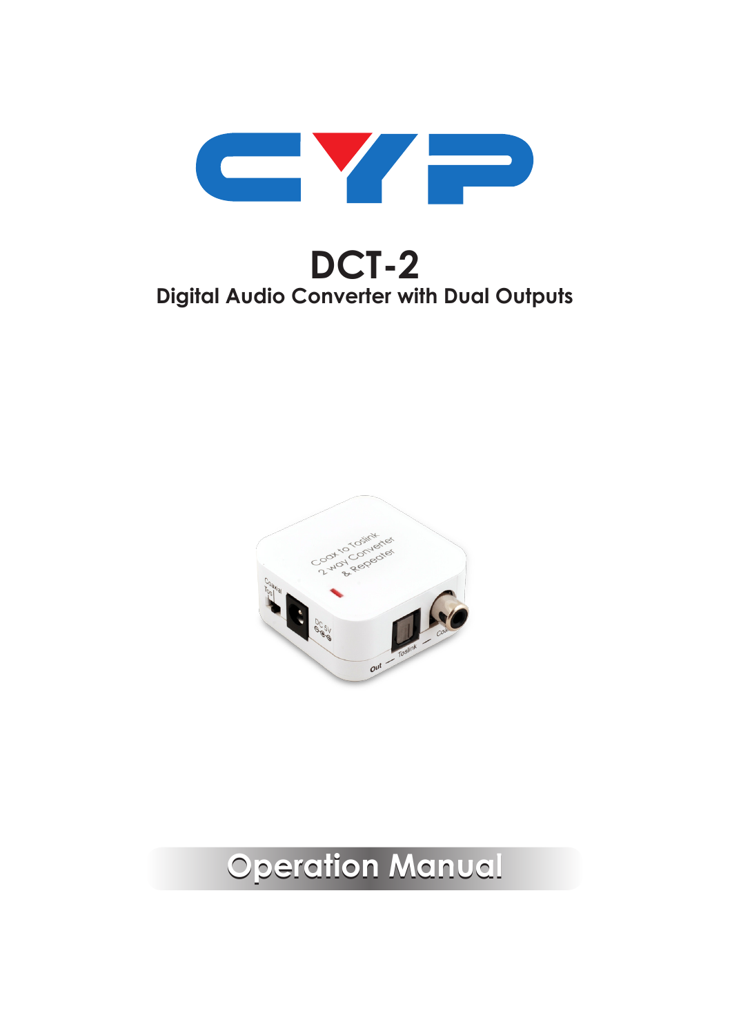# DCT-2

## Digital Audio Converter with Dual Outputs

## Operation Manual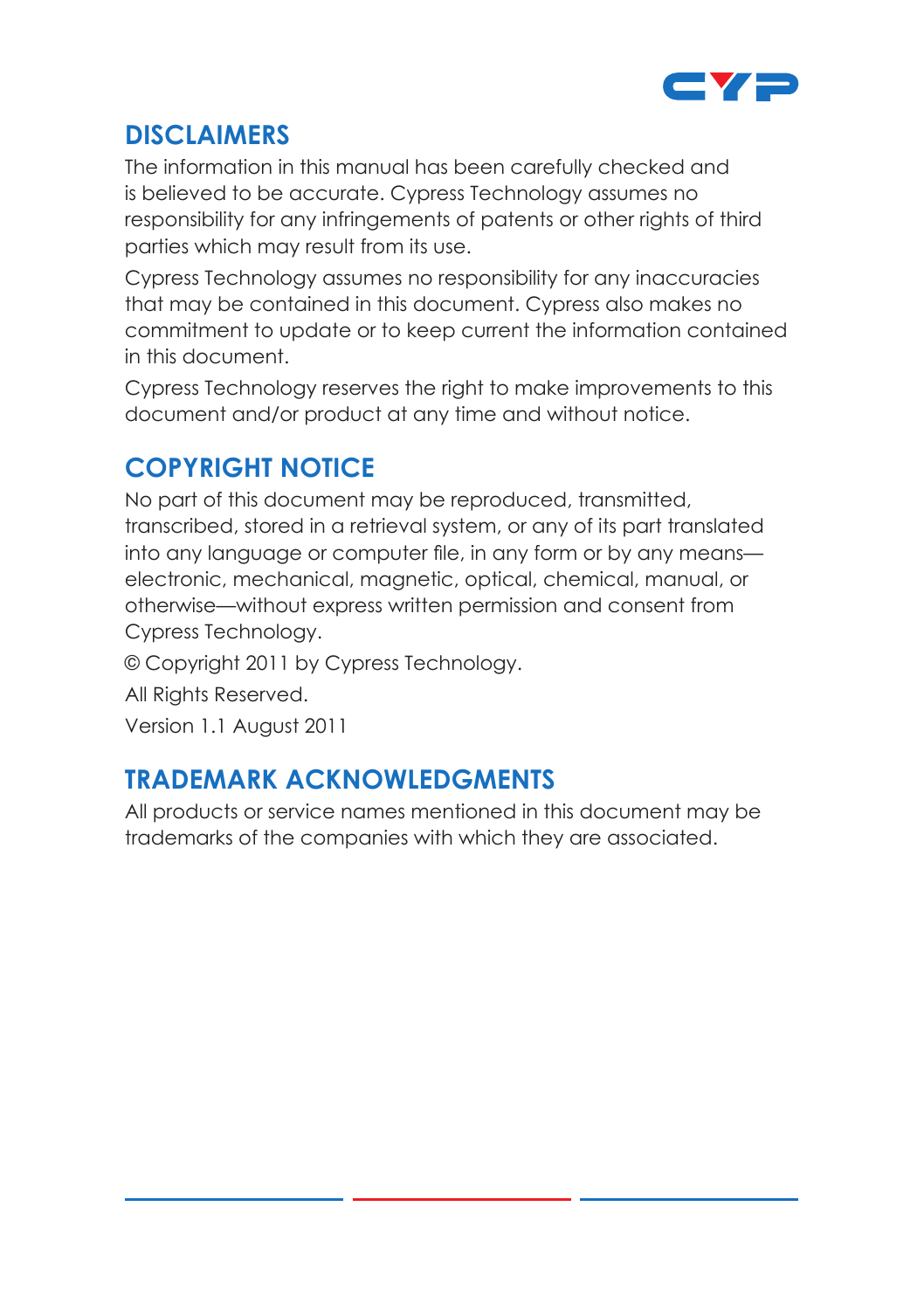## DISCLAIMERS

The information in this manual has been carefully checked and is believed to be accurate. Cypress Technology assumes no responsibility for any infringements of patents or other rights of third parties which may result from its use.

Cypress Technology assumes no responsibility for any inaccuracies that may be contained in this document. Cypress also makes no commitment to update or to keep current the information contained in this document.

Cypress Technology reserves the right to make improvements to this document and/or product at any time and without notice.

## COPYRIGHT NOTICE

No part of this document may be reproduced, transmitted, transcribed, stored in a retrieval system, or any of its part translated into any language or computer file, in any form or by any means—electronic, mechanical, magnetic, optical, chemical, manual, or otherwise—without express written permission and consent from Cypress Technology.

© Copyright 2011 by Cypress Technology.

All Rights Reserved.

Version 1.1 August 2011

## TRADEMARK ACKNOWLEDGMENTS

All products or service names mentioned in this document may be trademarks of the companies with which they are associated.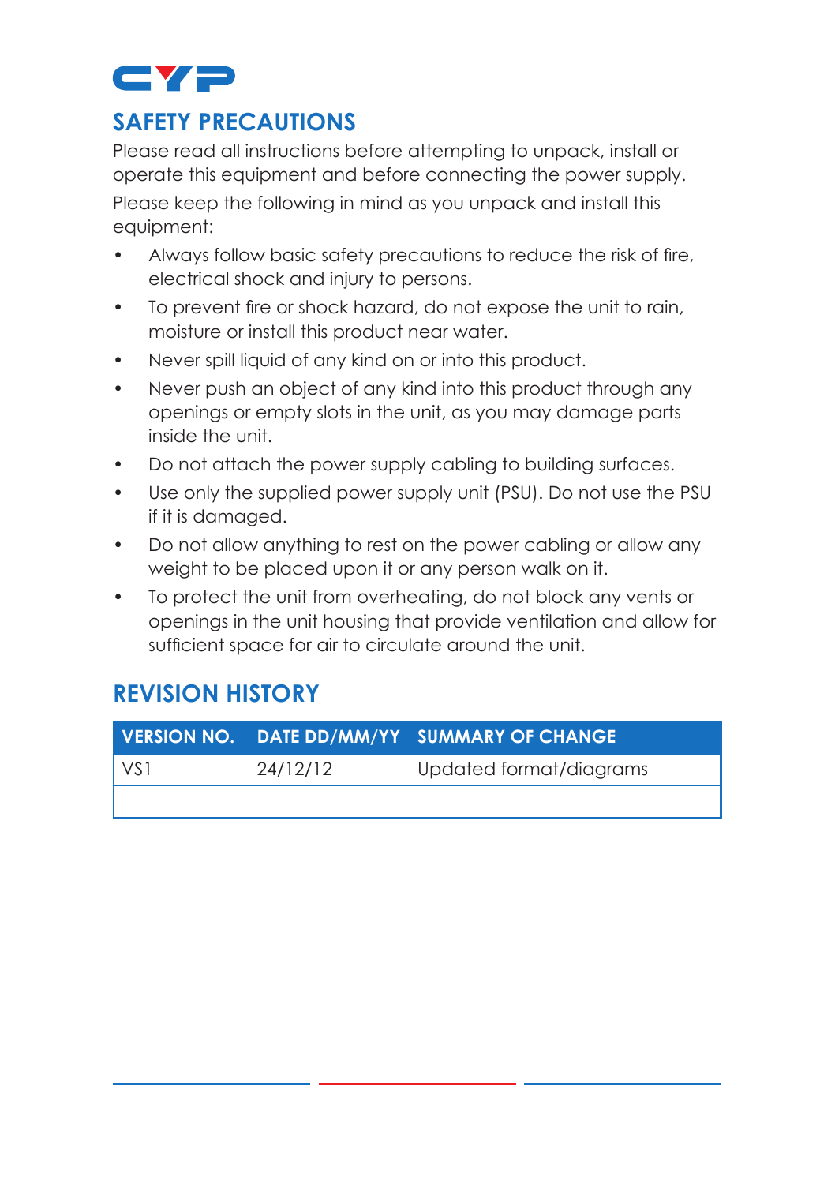## SAFETY PRECAUTIONS

Please read all instructions before attempting to unpack, install or operate this equipment and before connecting the power supply.

Please keep the following in mind as you unpack and install this equipment:

- Always follow basic safety precautions to reduce the risk of fire, electrical shock and injury to persons.
- To prevent fire or shock hazard, do not expose the unit to rain, moisture or install this product near water.
- Never spill liquid of any kind on or into this product.
- Never push an object of any kind into this product through any openings or empty slots in the unit, as you may damage parts inside the unit.
- Do not attach the power supply cabling to building surfaces.
- Use only the supplied power supply unit (PSU). Do not use the PSU if it is damaged.
- Do not allow anything to rest on the power cabling or allow any weight to be placed upon it or any person walk on it.
- To protect the unit from overheating, do not block any vents or openings in the unit housing that provide ventilation and allow for sufficient space for air to circulate around the unit.

## REVISION HISTORY

| VERSION NO. | DATE DD/MM/YY | SUMMARY OF CHANGE |
|---|---|---|
| VS1 | 24/12/12 | Updated format/diagrams |
| | | |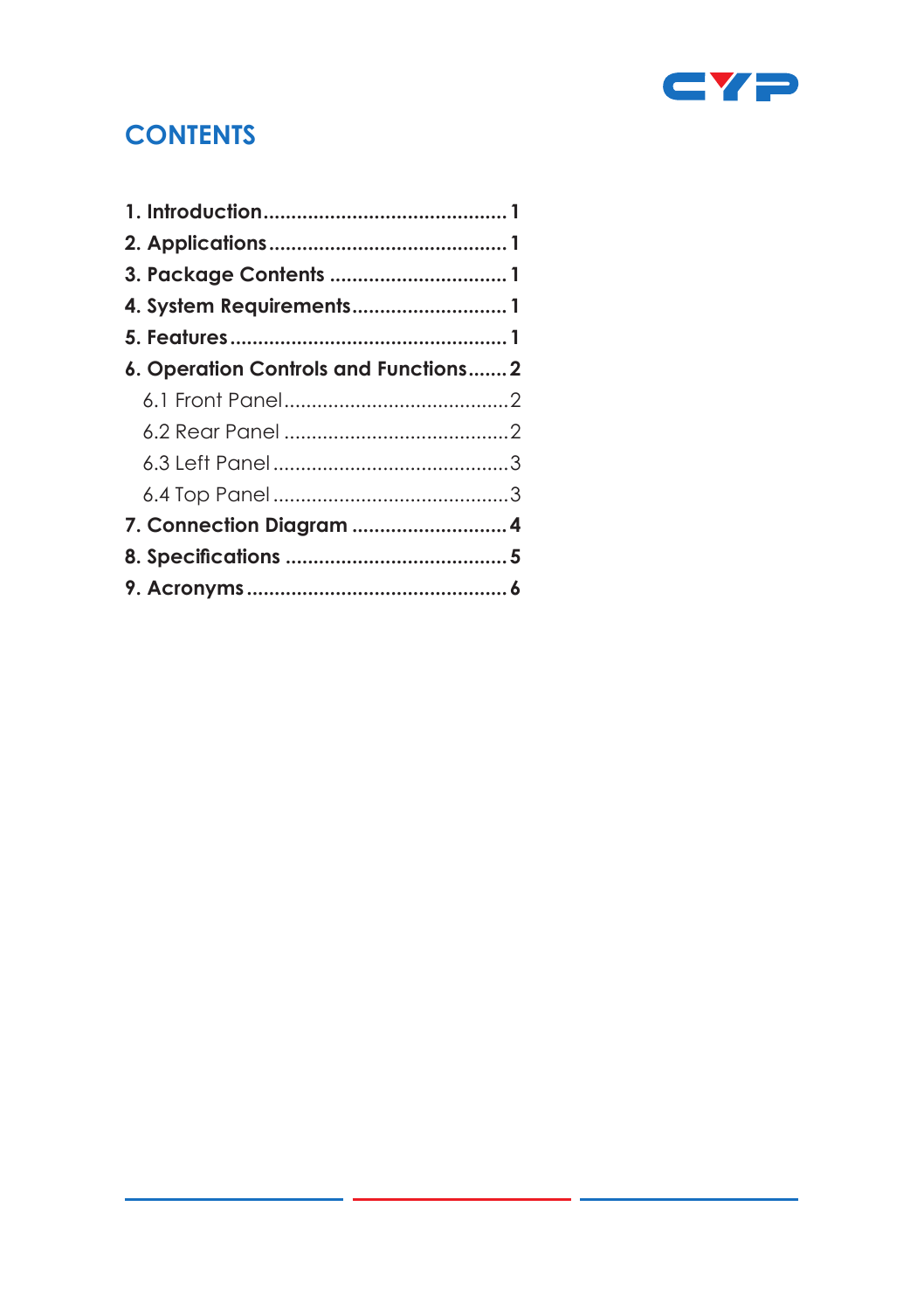# CONTENTS

**1. Introduction........................................... 1**

**2. Applications.......................................... 1**

**3. Package Contents ................................ 1**

**4. System Requirements............................ 1**

**5. Features ................................................. 1**

**6. Operation Controls and Functions....... 2**

6.1 Front Panel........................................ 2

6.2 Rear Panel ........................................ 2

6.3 Left Panel .......................................... 3

6.4 Top Panel .......................................... 3

**7. Connection Diagram ............................ 4**

**8. Specifications ....................................... 5**

**9. Acronyms .............................................. 6**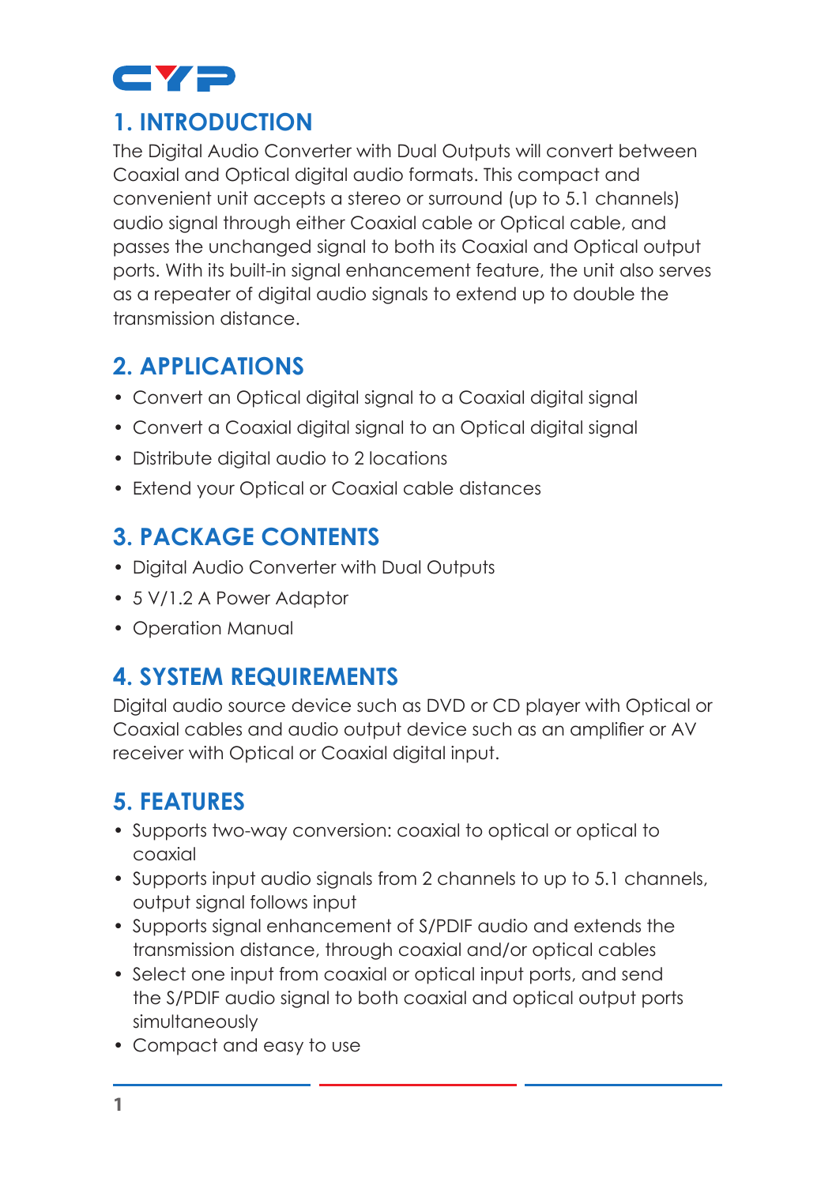## 1. INTRODUCTION

The Digital Audio Converter with Dual Outputs will convert between Coaxial and Optical digital audio formats. This compact and convenient unit accepts a stereo or surround (up to 5.1 channels) audio signal through either Coaxial cable or Optical cable, and passes the unchanged signal to both its Coaxial and Optical output ports. With its built-in signal enhancement feature, the unit also serves as a repeater of digital audio signals to extend up to double the transmission distance.

## 2. APPLICATIONS

- Convert an Optical digital signal to a Coaxial digital signal
- Convert a Coaxial digital signal to an Optical digital signal
- Distribute digital audio to 2 locations
- Extend your Optical or Coaxial cable distances

## 3. PACKAGE CONTENTS

- Digital Audio Converter with Dual Outputs
- 5 V/1.2 A Power Adaptor
- Operation Manual

## 4. SYSTEM REQUIREMENTS

Digital audio source device such as DVD or CD player with Optical or Coaxial cables and audio output device such as an amplifier or AV receiver with Optical or Coaxial digital input.

## 5. FEATURES

- Supports two-way conversion: coaxial to optical or optical to coaxial
- Supports input audio signals from 2 channels to up to 5.1 channels, output signal follows input
- Supports signal enhancement of S/PDIF audio and extends the transmission distance, through coaxial and/or optical cables
- Select one input from coaxial or optical input ports, and send the S/PDIF audio signal to both coaxial and optical output ports simultaneously
- Compact and easy to use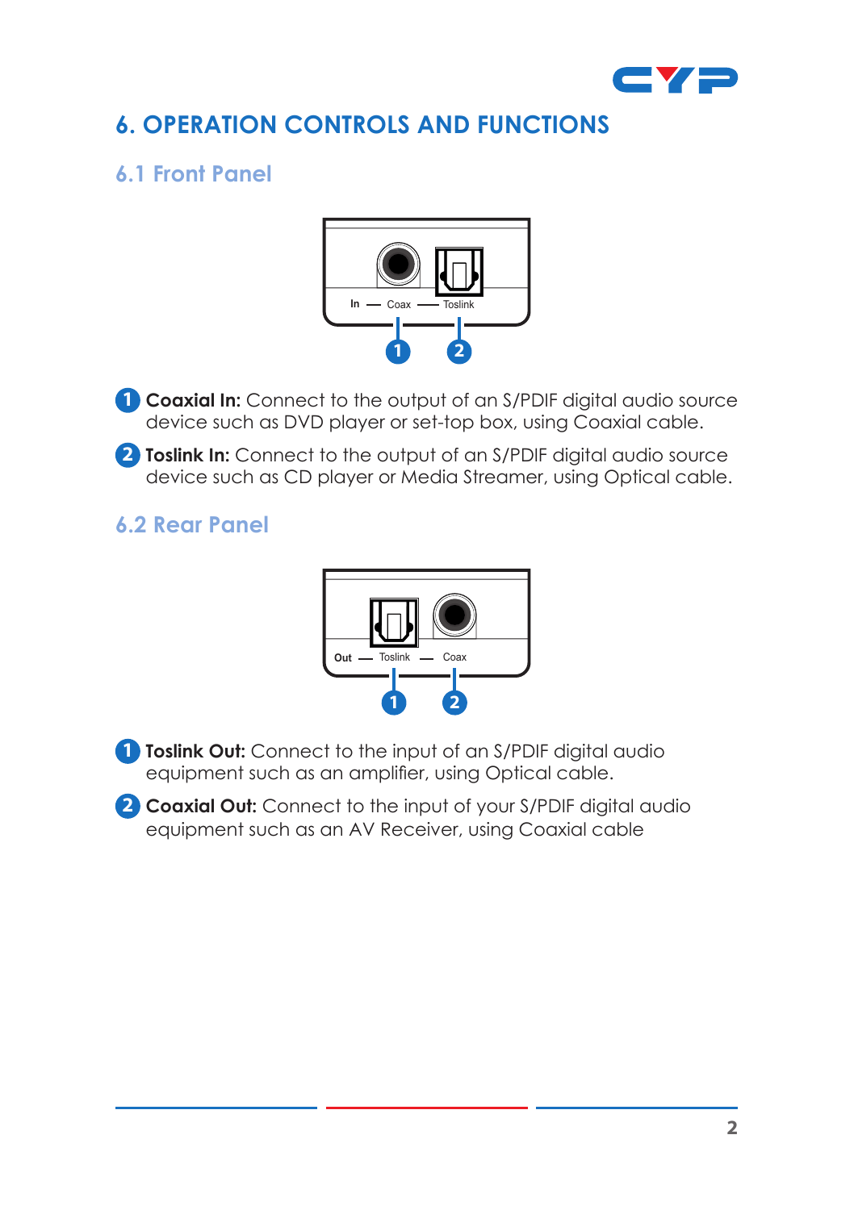# 6. OPERATION CONTROLS AND FUNCTIONS

## 6.1 Front Panel

In — Coax — Toslink

1 **Coaxial In:** Connect to the output of an S/PDIF digital audio source device such as DVD player or set-top box, using Coaxial cable.

2 **Toslink In:** Connect to the output of an S/PDIF digital audio source device such as CD player or Media Streamer, using Optical cable.

## 6.2 Rear Panel

Out — Toslink — Coax

1 **Toslink Out:** Connect to the input of an S/PDIF digital audio equipment such as an amplifier, using Optical cable.

2 **Coaxial Out:** Connect to the input of your S/PDIF digital audio equipment such as an AV Receiver, using Coaxial cable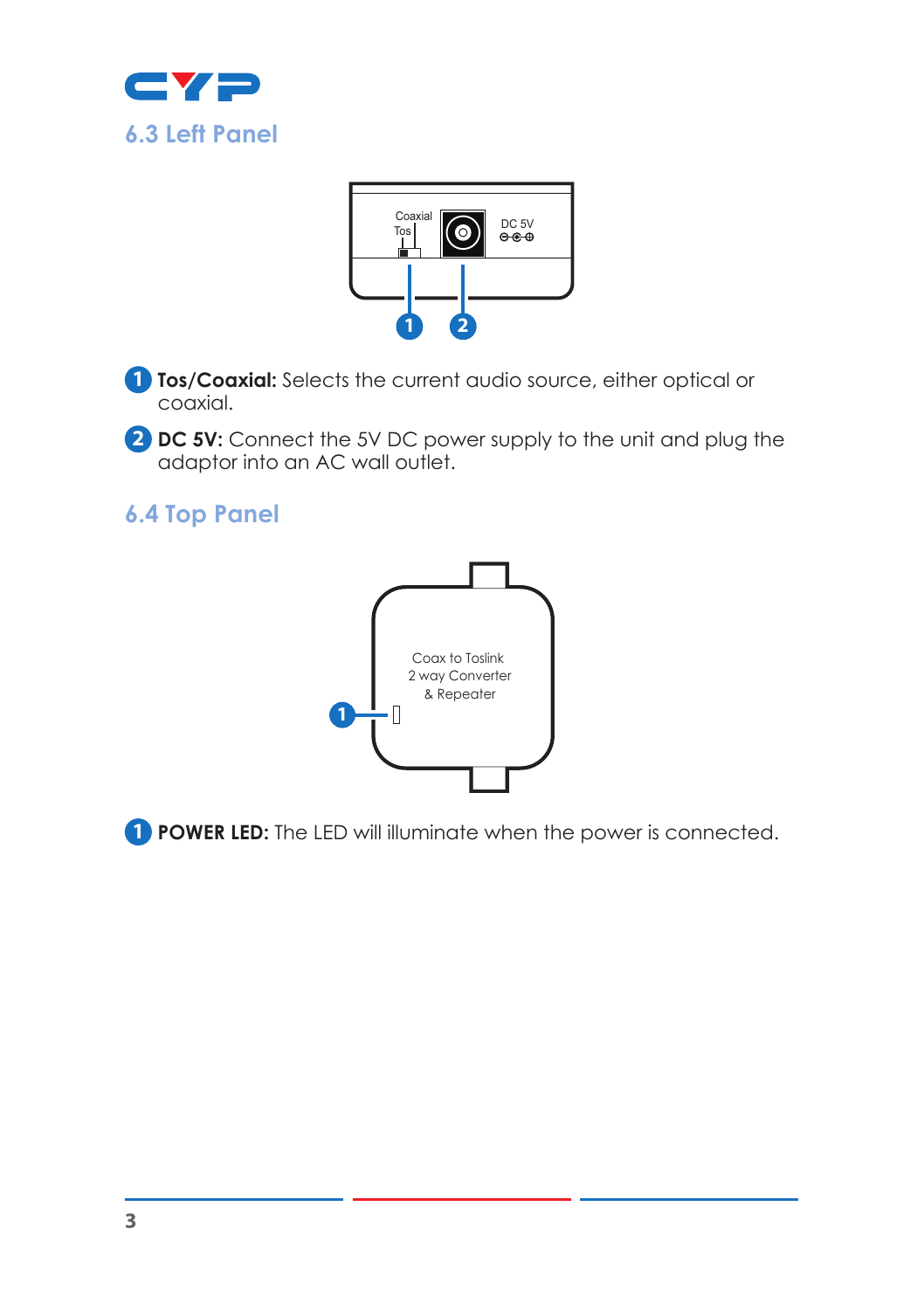## 6.3 Left Panel

1. **Tos/Coaxial:** Selects the current audio source, either optical or coaxial.
2. **DC 5V:** Connect the 5V DC power supply to the unit and plug the adaptor into an AC wall outlet.

## 6.4 Top Panel

1. **POWER LED:** The LED will illuminate when the power is connected.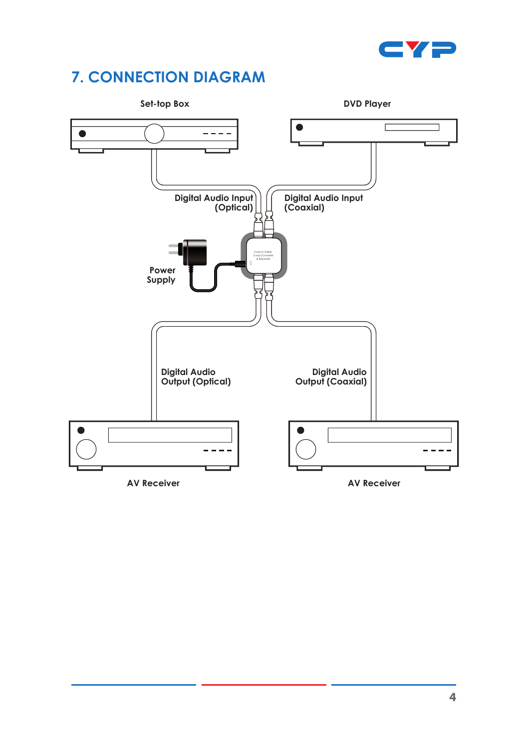## 7. CONNECTION DIAGRAM

Set-top Box

DVD Player

Digital Audio Input (Optical)

Digital Audio Input (Coaxial)

Power Supply

Digital Audio Output (Optical)

Digital Audio Output (Coaxial)

AV Receiver

AV Receiver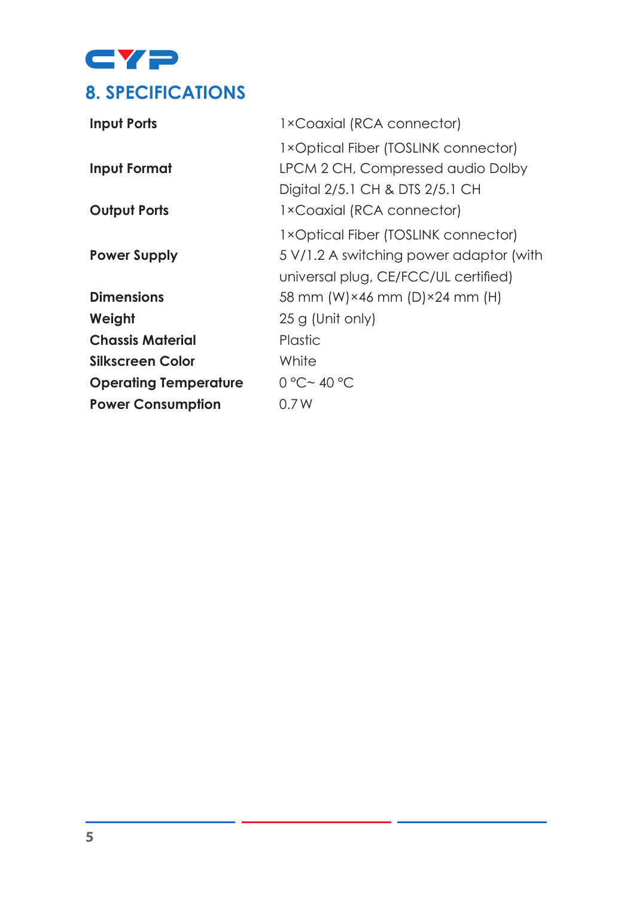## 8. SPECIFICATIONS

| | |
|---|---|
| **Input Ports** | 1×Coaxial (RCA connector)<br>1×Optical Fiber (TOSLINK connector) |
| **Input Format** | LPCM 2 CH, Compressed audio Dolby Digital 2/5.1 CH & DTS 2/5.1 CH |
| **Output Ports** | 1×Coaxial (RCA connector)<br>1×Optical Fiber (TOSLINK connector) |
| **Power Supply** | 5 V/1.2 A switching power adaptor (with universal plug, CE/FCC/UL certified) |
| **Dimensions** | 58 mm (W)×46 mm (D)×24 mm (H) |
| **Weight** | 25 g (Unit only) |
| **Chassis Material** | Plastic |
| **Silkscreen Color** | White |
| **Operating Temperature** | 0 °C~ 40 °C |
| **Power Consumption** | 0.7 W |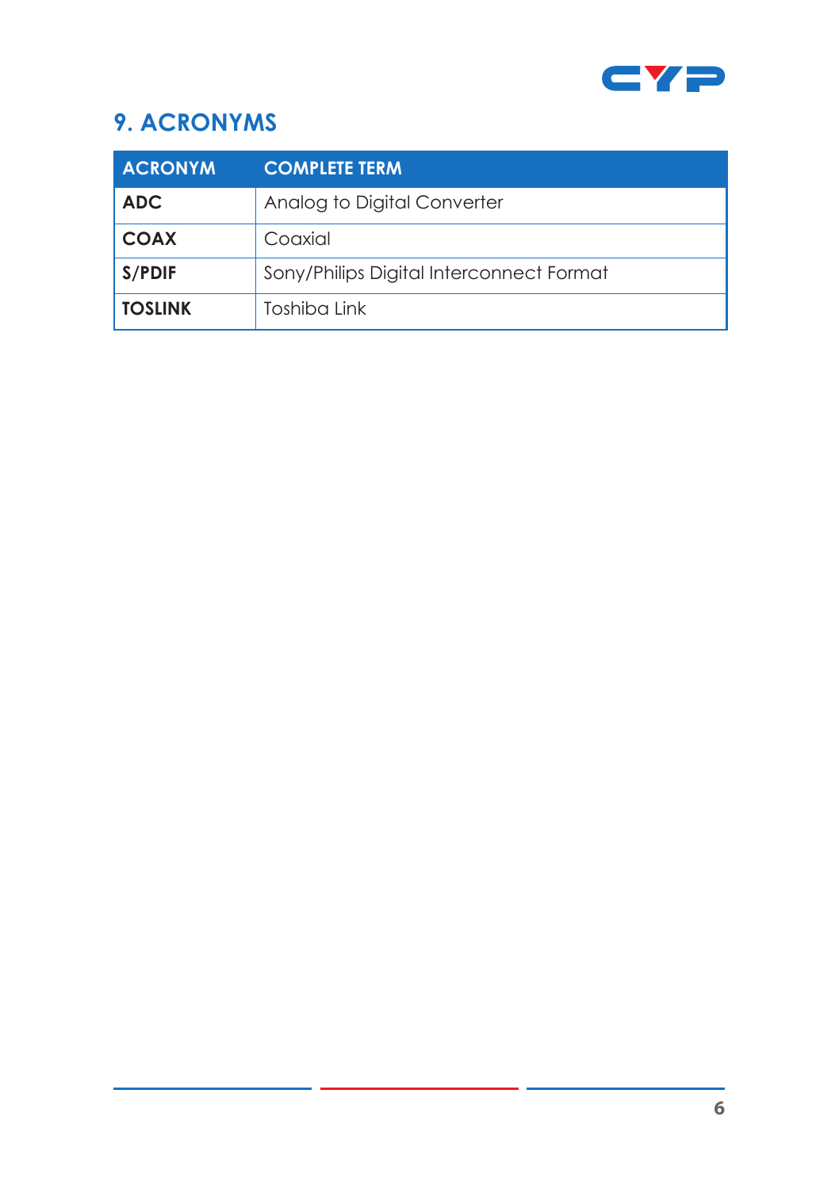## 9. ACRONYMS

| ACRONYM | COMPLETE TERM |
|---|---|
| **ADC** | Analog to Digital Converter |
| **COAX** | Coaxial |
| **S/PDIF** | Sony/Philips Digital Interconnect Format |
| **TOSLINK** | Toshiba Link |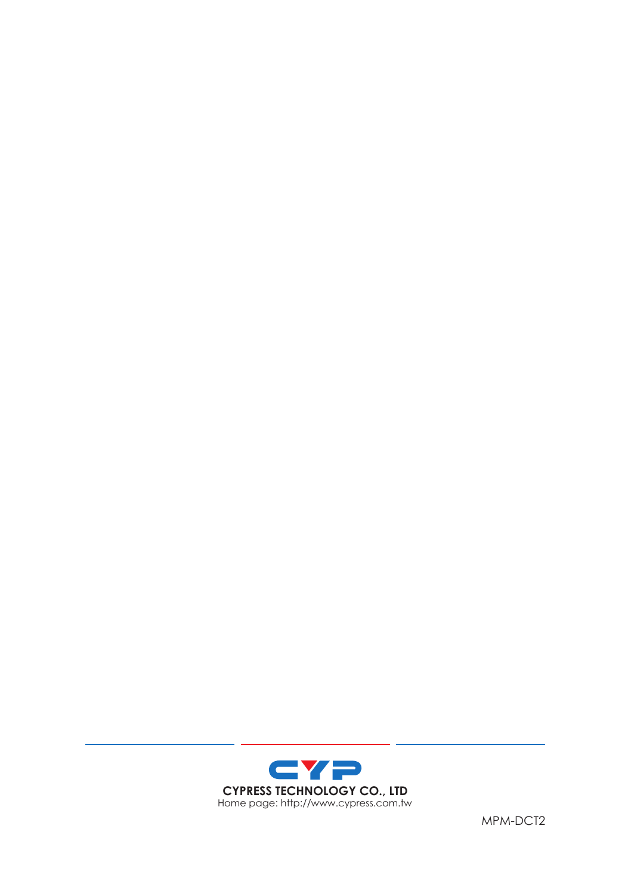**CYPRESS TECHNOLOGY CO., LTD**

Home page: http://www.cypress.com.tw

MPM-DCT2